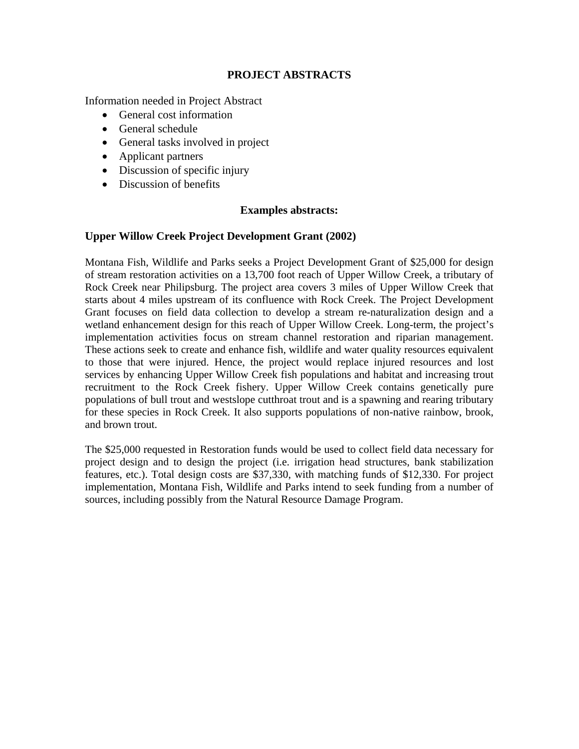# PROJECT ABSTRACTS

Information needed in Project Abstract

- General cost information
- General schedule
- General tasks involved in project
- Applicant partners
- Discussion of specific injury
- Discussion of benefits

## Examples abstracts:

### Upper Willow Creek Project Development Grant (2002)

Montana Fish, Wildlife and Parks seeks a Project Development Grant of $25,000 for design of stream restoration activities on a 13,700 foot reach of Upper Willow Creek, a tributary of Rock Creek near Philipsburg. The project area covers 3 miles of Upper Willow Creek that starts about 4 miles upstream of its confluence with Rock Creek. The Project Development Grant focuses on field data collection to develop a stream re-naturalization design and a wetland enhancement design for this reach of Upper Willow Creek. Long-term, the project's implementation activities focus on stream channel restoration and riparian management. These actions seek to create and enhance fish, wildlife and water quality resources equivalent to those that were injured. Hence, the project would replace injured resources and lost services by enhancing Upper Willow Creek fish populations and habitat and increasing trout recruitment to the Rock Creek fishery. Upper Willow Creek contains genetically pure populations of bull trout and westslope cutthroat trout and is a spawning and rearing tributary for these species in Rock Creek. It also supports populations of non-native rainbow, brook, and brown trout.

The $25,000 requested in Restoration funds would be used to collect field data necessary for project design and to design the project (i.e. irrigation head structures, bank stabilization features, etc.). Total design costs are $37,330, with matching funds of $12,330. For project implementation, Montana Fish, Wildlife and Parks intend to seek funding from a number of sources, including possibly from the Natural Resource Damage Program.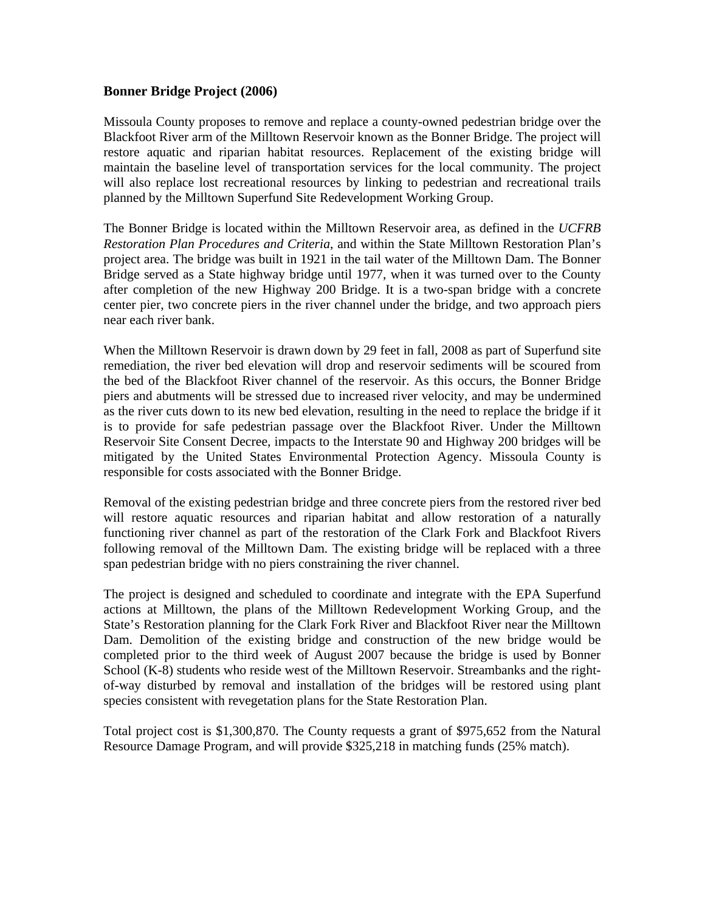### Bonner Bridge Project (2006)

Missoula County proposes to remove and replace a county-owned pedestrian bridge over the Blackfoot River arm of the Milltown Reservoir known as the Bonner Bridge. The project will restore aquatic and riparian habitat resources. Replacement of the existing bridge will maintain the baseline level of transportation services for the local community. The project will also replace lost recreational resources by linking to pedestrian and recreational trails planned by the Milltown Superfund Site Redevelopment Working Group.

The Bonner Bridge is located within the Milltown Reservoir area, as defined in the *UCFRB Restoration Plan Procedures and Criteria*, and within the State Milltown Restoration Plan's project area. The bridge was built in 1921 in the tail water of the Milltown Dam. The Bonner Bridge served as a State highway bridge until 1977, when it was turned over to the County after completion of the new Highway 200 Bridge. It is a two-span bridge with a concrete center pier, two concrete piers in the river channel under the bridge, and two approach piers near each river bank.

When the Milltown Reservoir is drawn down by 29 feet in fall, 2008 as part of Superfund site remediation, the river bed elevation will drop and reservoir sediments will be scoured from the bed of the Blackfoot River channel of the reservoir. As this occurs, the Bonner Bridge piers and abutments will be stressed due to increased river velocity, and may be undermined as the river cuts down to its new bed elevation, resulting in the need to replace the bridge if it is to provide for safe pedestrian passage over the Blackfoot River. Under the Milltown Reservoir Site Consent Decree, impacts to the Interstate 90 and Highway 200 bridges will be mitigated by the United States Environmental Protection Agency. Missoula County is responsible for costs associated with the Bonner Bridge.

Removal of the existing pedestrian bridge and three concrete piers from the restored river bed will restore aquatic resources and riparian habitat and allow restoration of a naturally functioning river channel as part of the restoration of the Clark Fork and Blackfoot Rivers following removal of the Milltown Dam. The existing bridge will be replaced with a three span pedestrian bridge with no piers constraining the river channel.

The project is designed and scheduled to coordinate and integrate with the EPA Superfund actions at Milltown, the plans of the Milltown Redevelopment Working Group, and the State's Restoration planning for the Clark Fork River and Blackfoot River near the Milltown Dam. Demolition of the existing bridge and construction of the new bridge would be completed prior to the third week of August 2007 because the bridge is used by Bonner School (K-8) students who reside west of the Milltown Reservoir. Streambanks and the right-of-way disturbed by removal and installation of the bridges will be restored using plant species consistent with revegetation plans for the State Restoration Plan.

Total project cost is $1,300,870. The County requests a grant of $975,652 from the Natural Resource Damage Program, and will provide $325,218 in matching funds (25% match).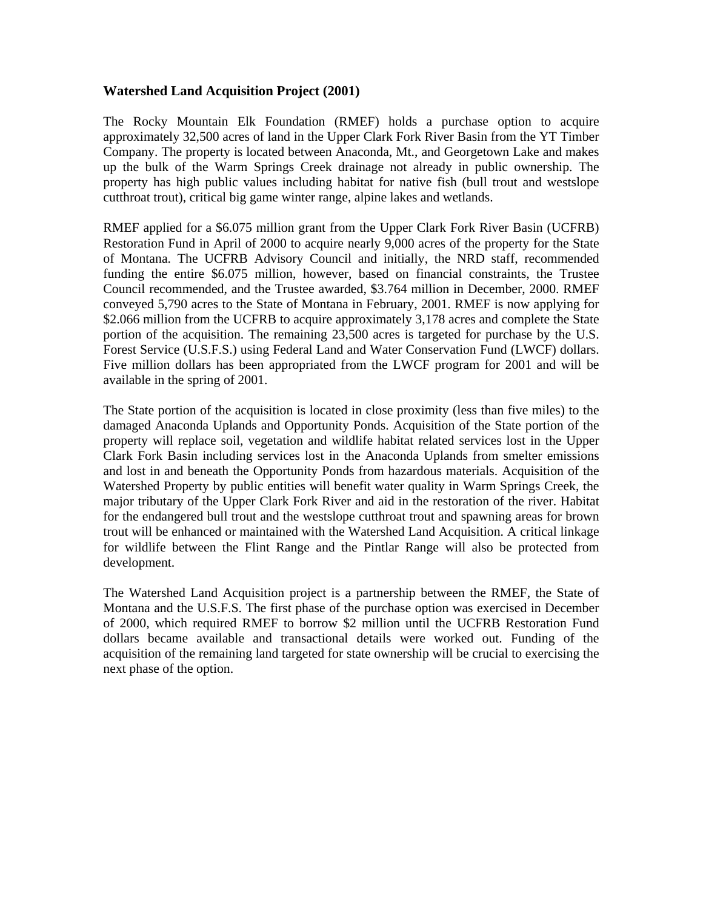**Watershed Land Acquisition Project (2001)**

The Rocky Mountain Elk Foundation (RMEF) holds a purchase option to acquire approximately 32,500 acres of land in the Upper Clark Fork River Basin from the YT Timber Company. The property is located between Anaconda, Mt., and Georgetown Lake and makes up the bulk of the Warm Springs Creek drainage not already in public ownership. The property has high public values including habitat for native fish (bull trout and westslope cutthroat trout), critical big game winter range, alpine lakes and wetlands.

RMEF applied for a $6.075 million grant from the Upper Clark Fork River Basin (UCFRB) Restoration Fund in April of 2000 to acquire nearly 9,000 acres of the property for the State of Montana. The UCFRB Advisory Council and initially, the NRD staff, recommended funding the entire $6.075 million, however, based on financial constraints, the Trustee Council recommended, and the Trustee awarded, $3.764 million in December, 2000. RMEF conveyed 5,790 acres to the State of Montana in February, 2001. RMEF is now applying for $2.066 million from the UCFRB to acquire approximately 3,178 acres and complete the State portion of the acquisition. The remaining 23,500 acres is targeted for purchase by the U.S. Forest Service (U.S.F.S.) using Federal Land and Water Conservation Fund (LWCF) dollars. Five million dollars has been appropriated from the LWCF program for 2001 and will be available in the spring of 2001.

The State portion of the acquisition is located in close proximity (less than five miles) to the damaged Anaconda Uplands and Opportunity Ponds. Acquisition of the State portion of the property will replace soil, vegetation and wildlife habitat related services lost in the Upper Clark Fork Basin including services lost in the Anaconda Uplands from smelter emissions and lost in and beneath the Opportunity Ponds from hazardous materials. Acquisition of the Watershed Property by public entities will benefit water quality in Warm Springs Creek, the major tributary of the Upper Clark Fork River and aid in the restoration of the river. Habitat for the endangered bull trout and the westslope cutthroat trout and spawning areas for brown trout will be enhanced or maintained with the Watershed Land Acquisition. A critical linkage for wildlife between the Flint Range and the Pintlar Range will also be protected from development.

The Watershed Land Acquisition project is a partnership between the RMEF, the State of Montana and the U.S.F.S. The first phase of the purchase option was exercised in December of 2000, which required RMEF to borrow $2 million until the UCFRB Restoration Fund dollars became available and transactional details were worked out. Funding of the acquisition of the remaining land targeted for state ownership will be crucial to exercising the next phase of the option.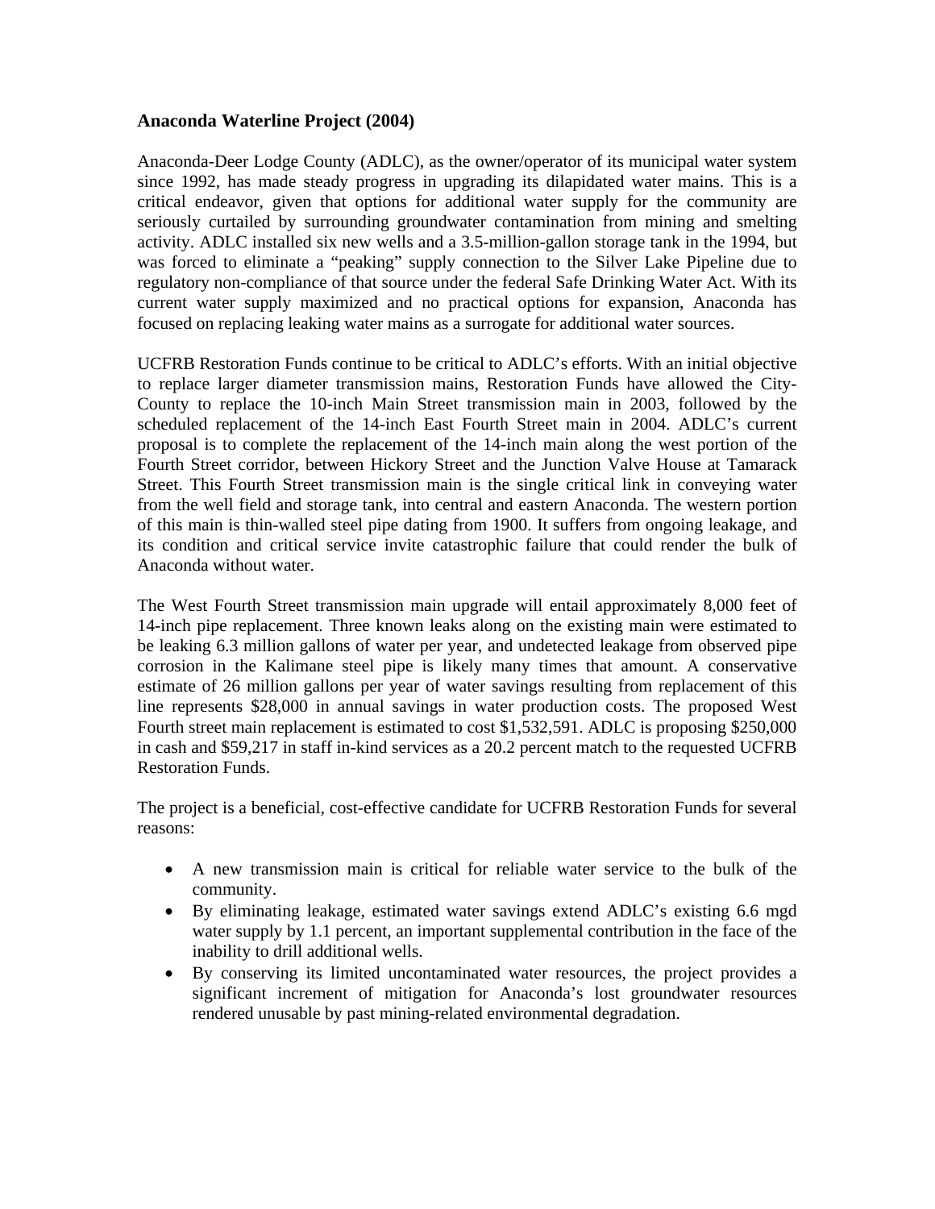**Anaconda Waterline Project (2004)**

Anaconda-Deer Lodge County (ADLC), as the owner/operator of its municipal water system since 1992, has made steady progress in upgrading its dilapidated water mains. This is a critical endeavor, given that options for additional water supply for the community are seriously curtailed by surrounding groundwater contamination from mining and smelting activity. ADLC installed six new wells and a 3.5-million-gallon storage tank in the 1994, but was forced to eliminate a "peaking" supply connection to the Silver Lake Pipeline due to regulatory non-compliance of that source under the federal Safe Drinking Water Act. With its current water supply maximized and no practical options for expansion, Anaconda has focused on replacing leaking water mains as a surrogate for additional water sources.

UCFRB Restoration Funds continue to be critical to ADLC's efforts. With an initial objective to replace larger diameter transmission mains, Restoration Funds have allowed the City-County to replace the 10-inch Main Street transmission main in 2003, followed by the scheduled replacement of the 14-inch East Fourth Street main in 2004. ADLC's current proposal is to complete the replacement of the 14-inch main along the west portion of the Fourth Street corridor, between Hickory Street and the Junction Valve House at Tamarack Street. This Fourth Street transmission main is the single critical link in conveying water from the well field and storage tank, into central and eastern Anaconda. The western portion of this main is thin-walled steel pipe dating from 1900. It suffers from ongoing leakage, and its condition and critical service invite catastrophic failure that could render the bulk of Anaconda without water.

The West Fourth Street transmission main upgrade will entail approximately 8,000 feet of 14-inch pipe replacement. Three known leaks along on the existing main were estimated to be leaking 6.3 million gallons of water per year, and undetected leakage from observed pipe corrosion in the Kalimane steel pipe is likely many times that amount. A conservative estimate of 26 million gallons per year of water savings resulting from replacement of this line represents $28,000 in annual savings in water production costs. The proposed West Fourth street main replacement is estimated to cost $1,532,591. ADLC is proposing $250,000 in cash and $59,217 in staff in-kind services as a 20.2 percent match to the requested UCFRB Restoration Funds.

The project is a beneficial, cost-effective candidate for UCFRB Restoration Funds for several reasons:

- A new transmission main is critical for reliable water service to the bulk of the community.
- By eliminating leakage, estimated water savings extend ADLC's existing 6.6 mgd water supply by 1.1 percent, an important supplemental contribution in the face of the inability to drill additional wells.
- By conserving its limited uncontaminated water resources, the project provides a significant increment of mitigation for Anaconda's lost groundwater resources rendered unusable by past mining-related environmental degradation.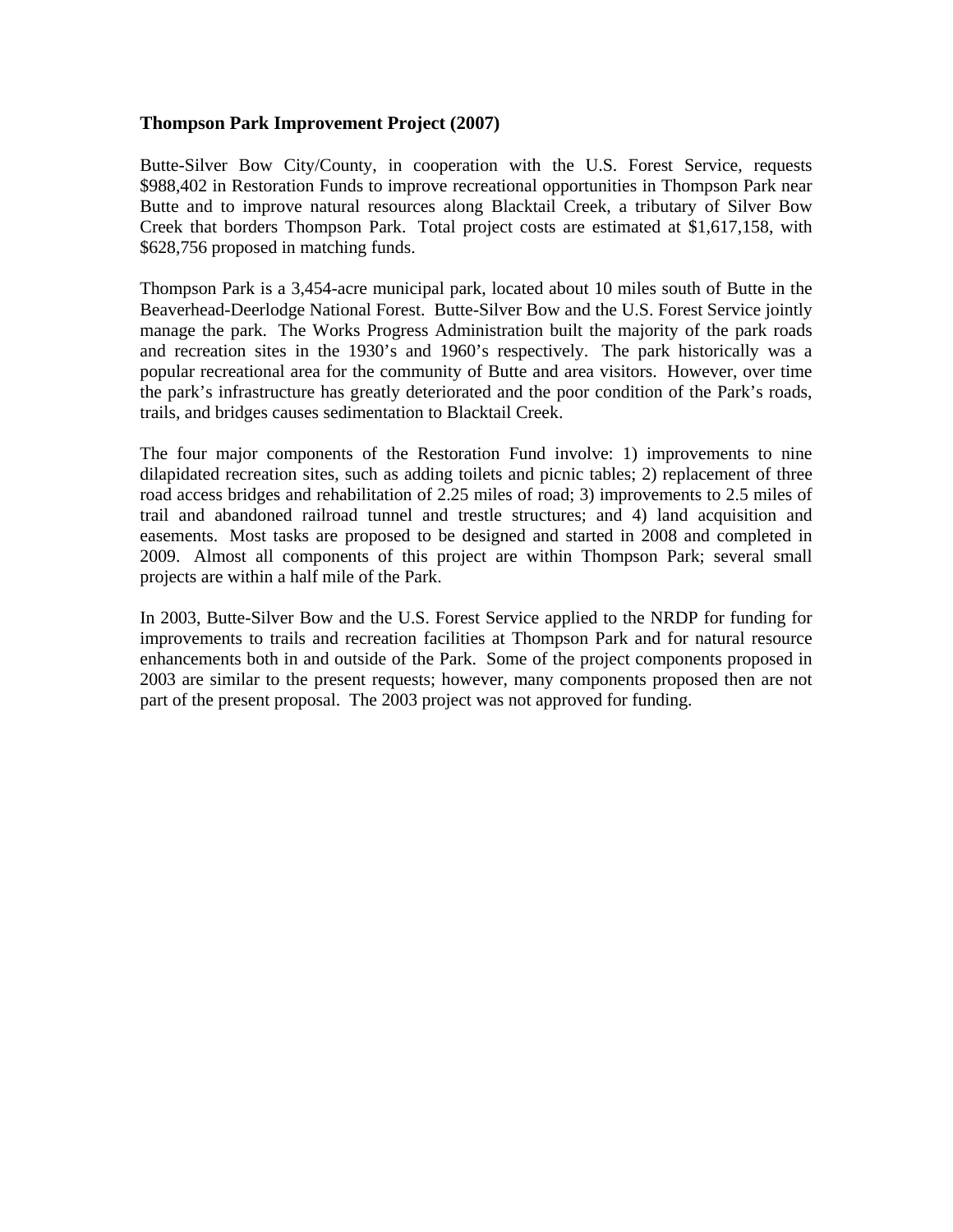**Thompson Park Improvement Project (2007)**

Butte-Silver Bow City/County, in cooperation with the U.S. Forest Service, requests $988,402 in Restoration Funds to improve recreational opportunities in Thompson Park near Butte and to improve natural resources along Blacktail Creek, a tributary of Silver Bow Creek that borders Thompson Park. Total project costs are estimated at $1,617,158, with $628,756 proposed in matching funds.

Thompson Park is a 3,454-acre municipal park, located about 10 miles south of Butte in the Beaverhead-Deerlodge National Forest. Butte-Silver Bow and the U.S. Forest Service jointly manage the park. The Works Progress Administration built the majority of the park roads and recreation sites in the 1930's and 1960's respectively. The park historically was a popular recreational area for the community of Butte and area visitors. However, over time the park's infrastructure has greatly deteriorated and the poor condition of the Park's roads, trails, and bridges causes sedimentation to Blacktail Creek.

The four major components of the Restoration Fund involve: 1) improvements to nine dilapidated recreation sites, such as adding toilets and picnic tables; 2) replacement of three road access bridges and rehabilitation of 2.25 miles of road; 3) improvements to 2.5 miles of trail and abandoned railroad tunnel and trestle structures; and 4) land acquisition and easements. Most tasks are proposed to be designed and started in 2008 and completed in 2009. Almost all components of this project are within Thompson Park; several small projects are within a half mile of the Park.

In 2003, Butte-Silver Bow and the U.S. Forest Service applied to the NRDP for funding for improvements to trails and recreation facilities at Thompson Park and for natural resource enhancements both in and outside of the Park. Some of the project components proposed in 2003 are similar to the present requests; however, many components proposed then are not part of the present proposal. The 2003 project was not approved for funding.